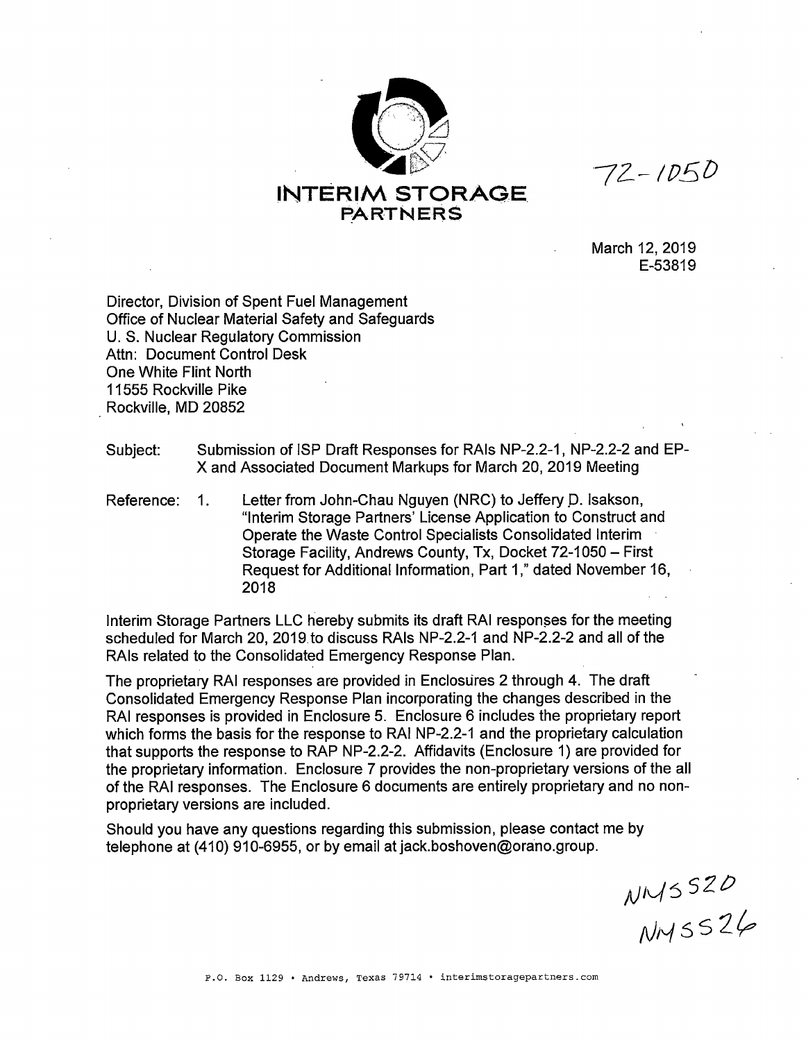**INTERIM STORAGE PARTNERS**

72-1050

March 12, 2019
E-53819

Director, Division of Spent Fuel Management
Office of Nuclear Material Safety and Safeguards
U. S. Nuclear Regulatory Commission
Attn: Document Control Desk
One White Flint North
11555 Rockville Pike
Rockville, MD 20852

Subject: Submission of ISP Draft Responses for RAIs NP-2.2-1, NP-2.2-2 and EP-X and Associated Document Markups for March 20, 2019 Meeting

Reference: 1. Letter from John-Chau Nguyen (NRC) to Jeffery D. Isakson, "Interim Storage Partners' License Application to Construct and Operate the Waste Control Specialists Consolidated Interim Storage Facility, Andrews County, Tx, Docket 72-1050 – First Request for Additional Information, Part 1," dated November 16, 2018

Interim Storage Partners LLC hereby submits its draft RAI responses for the meeting scheduled for March 20, 2019 to discuss RAIs NP-2.2-1 and NP-2.2-2 and all of the RAIs related to the Consolidated Emergency Response Plan.

The proprietary RAI responses are provided in Enclosures 2 through 4. The draft Consolidated Emergency Response Plan incorporating the changes described in the RAI responses is provided in Enclosure 5. Enclosure 6 includes the proprietary report which forms the basis for the response to RAI NP-2.2-1 and the proprietary calculation that supports the response to RAP NP-2.2-2. Affidavits (Enclosure 1) are provided for the proprietary information. Enclosure 7 provides the non-proprietary versions of the all of the RAI responses. The Enclosure 6 documents are entirely proprietary and no non-proprietary versions are included.

Should you have any questions regarding this submission, please contact me by telephone at (410) 910-6955, or by email at jack.boshoven@orano.group.

NMSS20
NMSS26

P.O. Box 1129 • Andrews, Texas 79714 • interimstoragepartners.com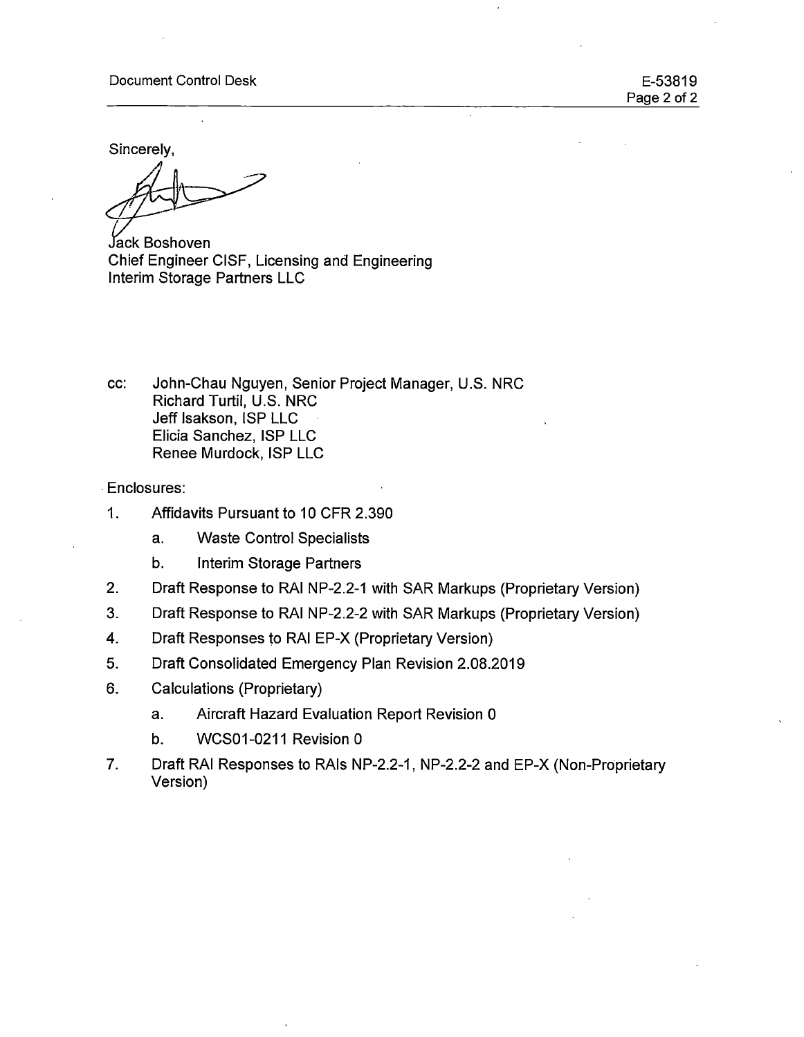Sincerely,

Jack Boshoven
Chief Engineer CISF, Licensing and Engineering
Interim Storage Partners LLC

cc: John-Chau Nguyen, Senior Project Manager, U.S. NRC
Richard Turtil, U.S. NRC
Jeff Isakson, ISP LLC
Elicia Sanchez, ISP LLC
Renee Murdock, ISP LLC

Enclosures:

1. Affidavits Pursuant to 10 CFR 2.390
    a. Waste Control Specialists
    b. Interim Storage Partners
2. Draft Response to RAI NP-2.2-1 with SAR Markups (Proprietary Version)
3. Draft Response to RAI NP-2.2-2 with SAR Markups (Proprietary Version)
4. Draft Responses to RAI EP-X (Proprietary Version)
5. Draft Consolidated Emergency Plan Revision 2.08.2019
6. Calculations (Proprietary)
    a. Aircraft Hazard Evaluation Report Revision 0
    b. WCS01-0211 Revision 0
7. Draft RAI Responses to RAIs NP-2.2-1, NP-2.2-2 and EP-X (Non-Proprietary Version)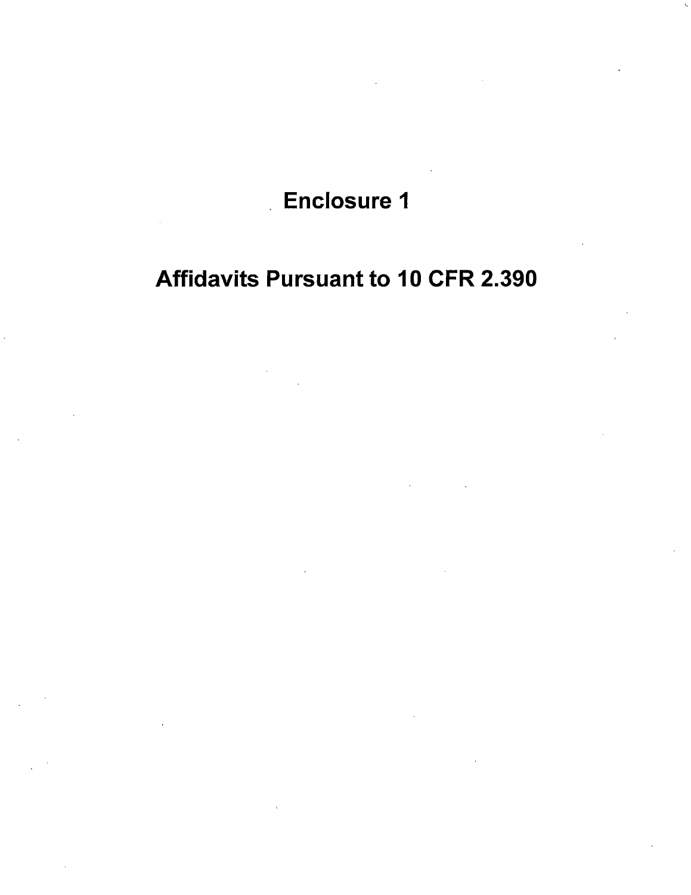# Enclosure 1

# Affidavits Pursuant to 10 CFR 2.390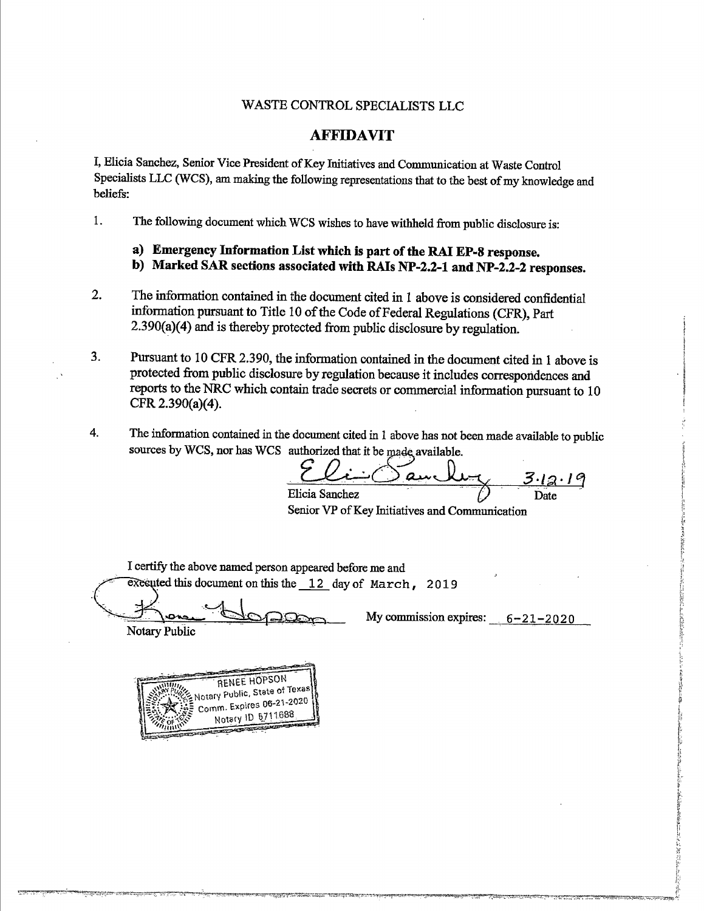WASTE CONTROL SPECIALISTS LLC

## AFFIDAVIT

I, Elicia Sanchez, Senior Vice President of Key Initiatives and Communication at Waste Control Specialists LLC (WCS), am making the following representations that to the best of my knowledge and beliefs:

1. The following document which WCS wishes to have withheld from public disclosure is:

   **a) Emergency Information List which is part of the RAI EP-8 response.**
   **b) Marked SAR sections associated with RAIs NP-2.2-1 and NP-2.2-2 responses.**

2. The information contained in the document cited in 1 above is considered confidential information pursuant to Title 10 of the Code of Federal Regulations (CFR), Part 2.390(a)(4) and is thereby protected from public disclosure by regulation.

3. Pursuant to 10 CFR 2.390, the information contained in the document cited in 1 above is protected from public disclosure by regulation because it includes correspondences and reports to the NRC which contain trade secrets or commercial information pursuant to 10 CFR 2.390(a)(4).

4. The information contained in the document cited in 1 above has not been made available to public sources by WCS, nor has WCS authorized that it be made available.

Elicia Sanchez — 3.12.19
Elicia Sanchez — Date
Senior VP of Key Initiatives and Communication

I certify the above named person appeared before me and executed this document on this the 12 day of March, 2019

Notary Public — My commission expires: 6-21-2020

RENEE HOPSON
Notary Public, State of Texas
Comm. Expires 06-21-2020
Notary ID 5711688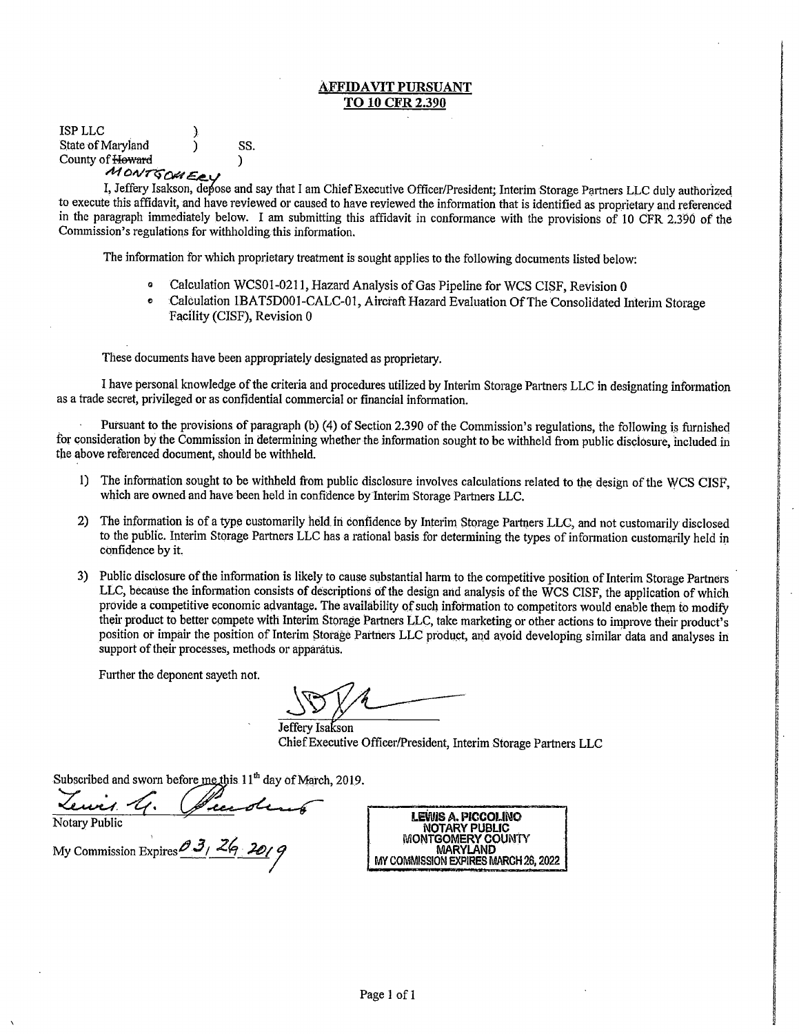**AFFIDAVIT PURSUANT TO 10 CFR 2.390**

ISP LLC )
State of Maryland ) SS.
County of ~~Howard~~ MONTGOMERY )

I, Jeffery Isakson, depose and say that I am Chief Executive Officer/President; Interim Storage Partners LLC duly authorized to execute this affidavit, and have reviewed or caused to have reviewed the information that is identified as proprietary and referenced in the paragraph immediately below. I am submitting this affidavit in conformance with the provisions of 10 CFR 2.390 of the Commission's regulations for withholding this information.

The information for which proprietary treatment is sought applies to the following documents listed below:

- Calculation WCS01-0211, Hazard Analysis of Gas Pipeline for WCS CISF, Revision 0
- Calculation 1BAT5D001-CALC-01, Aircraft Hazard Evaluation Of The Consolidated Interim Storage Facility (CISF), Revision 0

These documents have been appropriately designated as proprietary.

I have personal knowledge of the criteria and procedures utilized by Interim Storage Partners LLC in designating information as a trade secret, privileged or as confidential commercial or financial information.

Pursuant to the provisions of paragraph (b) (4) of Section 2.390 of the Commission's regulations, the following is furnished for consideration by the Commission in determining whether the information sought to be withheld from public disclosure, included in the above referenced document, should be withheld.

1) The information sought to be withheld from public disclosure involves calculations related to the design of the WCS CISF, which are owned and have been held in confidence by Interim Storage Partners LLC.
2) The information is of a type customarily held in confidence by Interim Storage Partners LLC, and not customarily disclosed to the public. Interim Storage Partners LLC has a rational basis for determining the types of information customarily held in confidence by it.
3) Public disclosure of the information is likely to cause substantial harm to the competitive position of Interim Storage Partners LLC, because the information consists of descriptions of the design and analysis of the WCS CISF, the application of which provide a competitive economic advantage. The availability of such information to competitors would enable them to modify their product to better compete with Interim Storage Partners LLC, take marketing or other actions to improve their product's position or impair the position of Interim Storage Partners LLC product, and avoid developing similar data and analyses in support of their processes, methods or apparatus.

Further the deponent sayeth not.

Jeffery Isakson
Chief Executive Officer/President, Interim Storage Partners LLC

Subscribed and sworn before me this 11th day of March, 2019.

Lewis A. Piccolino
Notary Public

My Commission Expires 03/26/2019

LEWIS A. PICCOLINO
NOTARY PUBLIC
MONTGOMERY COUNTY
MARYLAND
MY COMMISSION EXPIRES MARCH 26, 2022